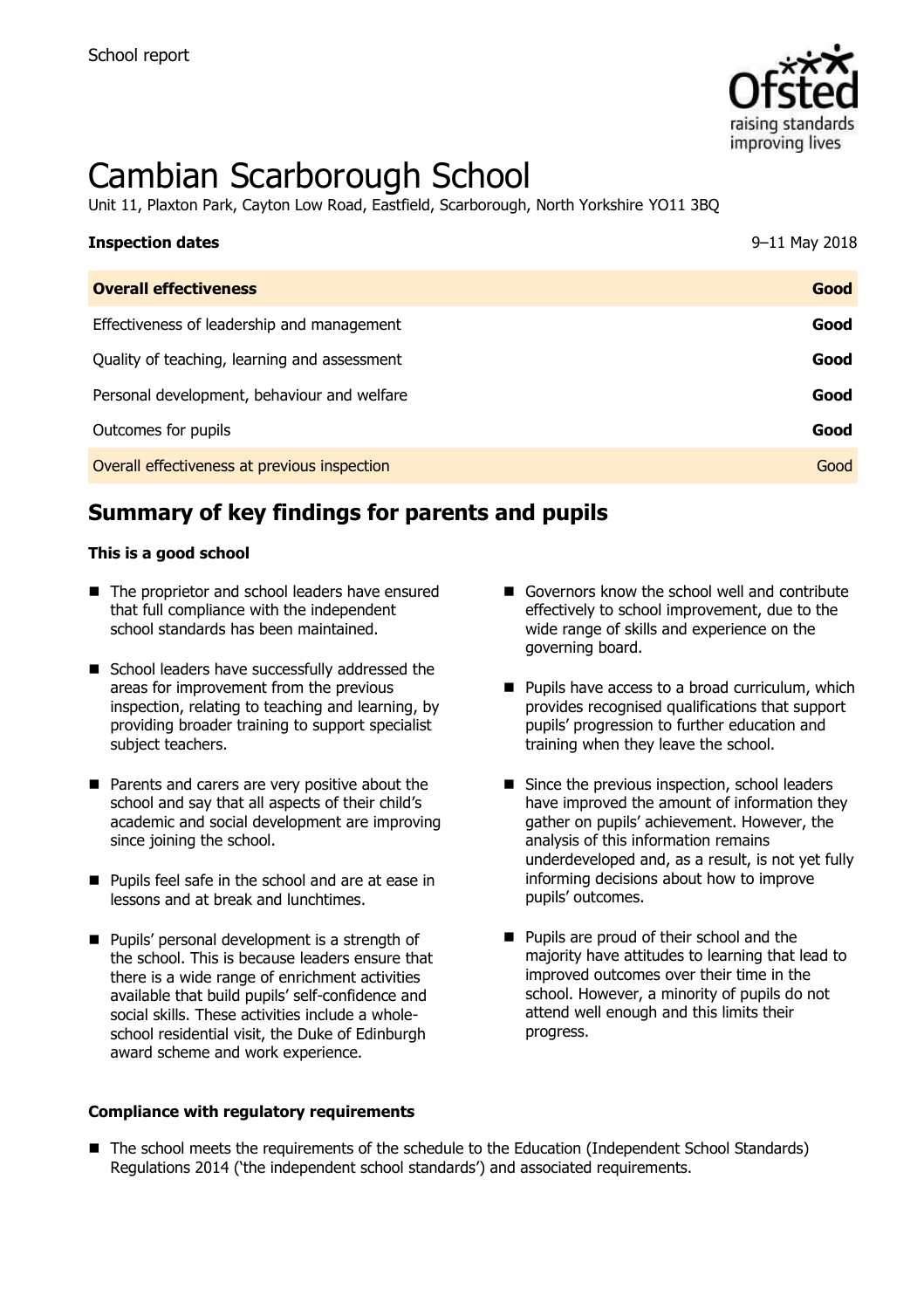School report

# Cambian Scarborough School

Unit 11, Plaxton Park, Cayton Low Road, Eastfield, Scarborough, North Yorkshire YO11 3BQ

| **Inspection dates** | 9–11 May 2018 |
|---|---|
| **Overall effectiveness** | **Good** |
| Effectiveness of leadership and management | **Good** |
| Quality of teaching, learning and assessment | **Good** |
| Personal development, behaviour and welfare | **Good** |
| Outcomes for pupils | **Good** |
| Overall effectiveness at previous inspection | Good |

## Summary of key findings for parents and pupils

**This is a good school**

- The proprietor and school leaders have ensured that full compliance with the independent school standards has been maintained.
- School leaders have successfully addressed the areas for improvement from the previous inspection, relating to teaching and learning, by providing broader training to support specialist subject teachers.
- Parents and carers are very positive about the school and say that all aspects of their child's academic and social development are improving since joining the school.
- Pupils feel safe in the school and are at ease in lessons and at break and lunchtimes.
- Pupils' personal development is a strength of the school. This is because leaders ensure that there is a wide range of enrichment activities available that build pupils' self-confidence and social skills. These activities include a whole-school residential visit, the Duke of Edinburgh award scheme and work experience.
- Governors know the school well and contribute effectively to school improvement, due to the wide range of skills and experience on the governing board.
- Pupils have access to a broad curriculum, which provides recognised qualifications that support pupils' progression to further education and training when they leave the school.
- Since the previous inspection, school leaders have improved the amount of information they gather on pupils' achievement. However, the analysis of this information remains underdeveloped and, as a result, is not yet fully informing decisions about how to improve pupils' outcomes.
- Pupils are proud of their school and the majority have attitudes to learning that lead to improved outcomes over their time in the school. However, a minority of pupils do not attend well enough and this limits their progress.

**Compliance with regulatory requirements**

- The school meets the requirements of the schedule to the Education (Independent School Standards) Regulations 2014 ('the independent school standards') and associated requirements.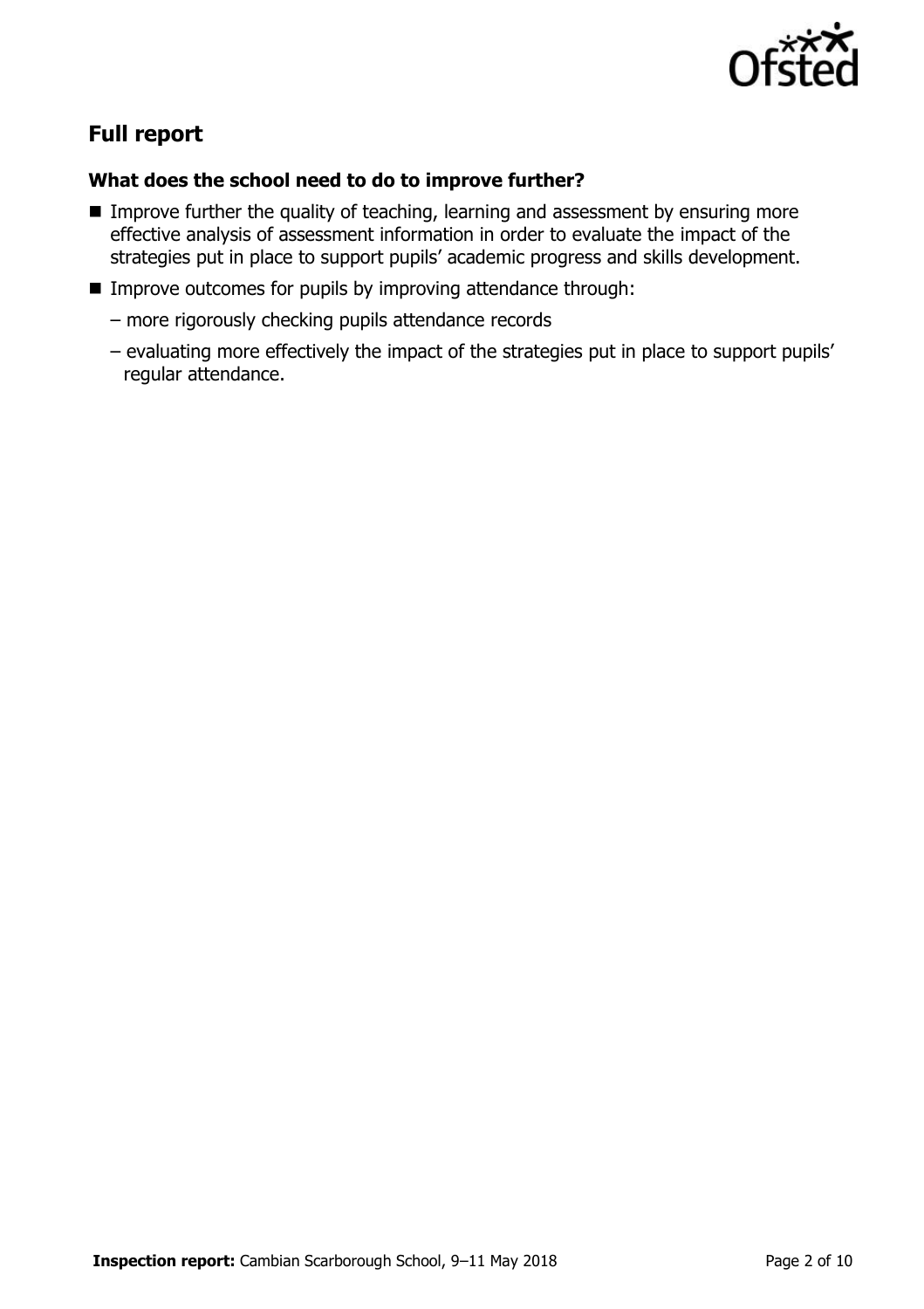## Full report

### What does the school need to do to improve further?

- Improve further the quality of teaching, learning and assessment by ensuring more effective analysis of assessment information in order to evaluate the impact of the strategies put in place to support pupils' academic progress and skills development.
- Improve outcomes for pupils by improving attendance through:
  - more rigorously checking pupils attendance records
  - evaluating more effectively the impact of the strategies put in place to support pupils' regular attendance.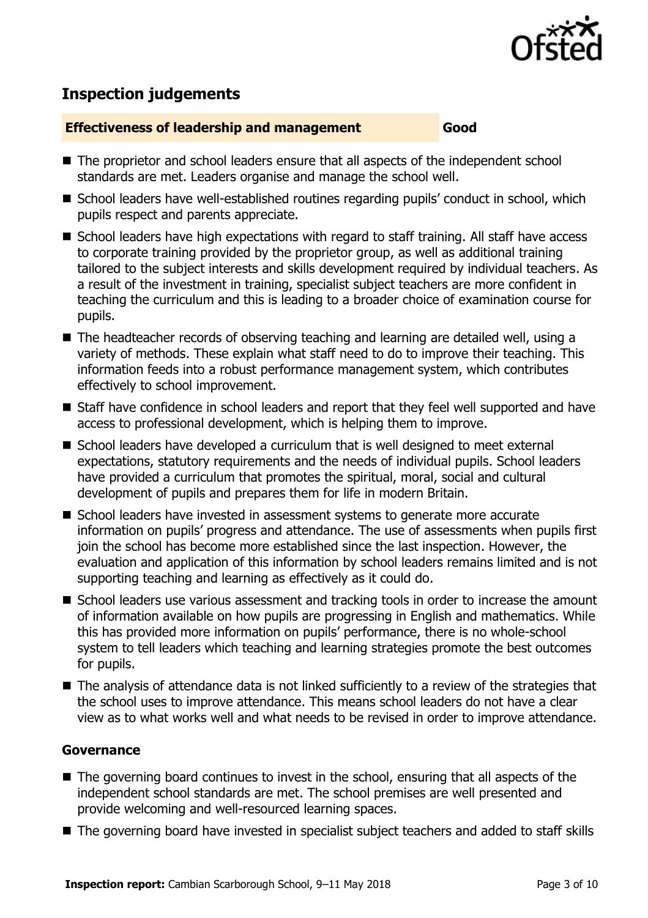## Inspection judgements

**Effectiveness of leadership and management** **Good**

- The proprietor and school leaders ensure that all aspects of the independent school standards are met. Leaders organise and manage the school well.
- School leaders have well-established routines regarding pupils' conduct in school, which pupils respect and parents appreciate.
- School leaders have high expectations with regard to staff training. All staff have access to corporate training provided by the proprietor group, as well as additional training tailored to the subject interests and skills development required by individual teachers. As a result of the investment in training, specialist subject teachers are more confident in teaching the curriculum and this is leading to a broader choice of examination course for pupils.
- The headteacher records of observing teaching and learning are detailed well, using a variety of methods. These explain what staff need to do to improve their teaching. This information feeds into a robust performance management system, which contributes effectively to school improvement.
- Staff have confidence in school leaders and report that they feel well supported and have access to professional development, which is helping them to improve.
- School leaders have developed a curriculum that is well designed to meet external expectations, statutory requirements and the needs of individual pupils. School leaders have provided a curriculum that promotes the spiritual, moral, social and cultural development of pupils and prepares them for life in modern Britain.
- School leaders have invested in assessment systems to generate more accurate information on pupils' progress and attendance. The use of assessments when pupils first join the school has become more established since the last inspection. However, the evaluation and application of this information by school leaders remains limited and is not supporting teaching and learning as effectively as it could do.
- School leaders use various assessment and tracking tools in order to increase the amount of information available on how pupils are progressing in English and mathematics. While this has provided more information on pupils' performance, there is no whole-school system to tell leaders which teaching and learning strategies promote the best outcomes for pupils.
- The analysis of attendance data is not linked sufficiently to a review of the strategies that the school uses to improve attendance. This means school leaders do not have a clear view as to what works well and what needs to be revised in order to improve attendance.

### Governance

- The governing board continues to invest in the school, ensuring that all aspects of the independent school standards are met. The school premises are well presented and provide welcoming and well-resourced learning spaces.
- The governing board have invested in specialist subject teachers and added to staff skills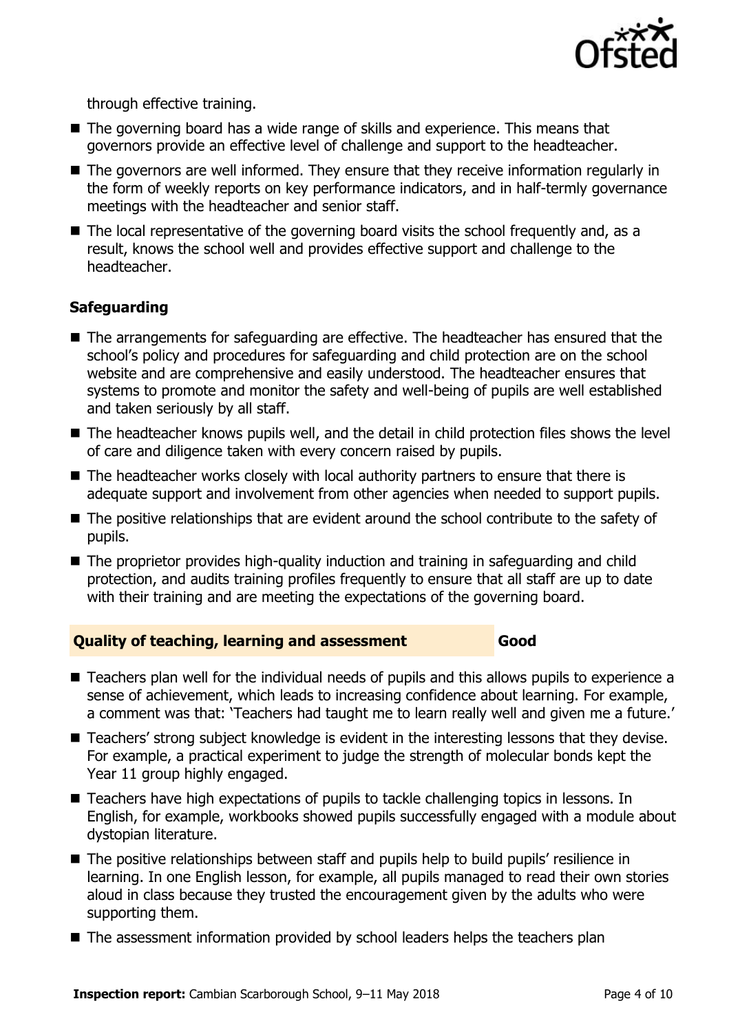through effective training.

- The governing board has a wide range of skills and experience. This means that governors provide an effective level of challenge and support to the headteacher.
- The governors are well informed. They ensure that they receive information regularly in the form of weekly reports on key performance indicators, and in half-termly governance meetings with the headteacher and senior staff.
- The local representative of the governing board visits the school frequently and, as a result, knows the school well and provides effective support and challenge to the headteacher.

### Safeguarding

- The arrangements for safeguarding are effective. The headteacher has ensured that the school's policy and procedures for safeguarding and child protection are on the school website and are comprehensive and easily understood. The headteacher ensures that systems to promote and monitor the safety and well-being of pupils are well established and taken seriously by all staff.
- The headteacher knows pupils well, and the detail in child protection files shows the level of care and diligence taken with every concern raised by pupils.
- The headteacher works closely with local authority partners to ensure that there is adequate support and involvement from other agencies when needed to support pupils.
- The positive relationships that are evident around the school contribute to the safety of pupils.
- The proprietor provides high-quality induction and training in safeguarding and child protection, and audits training profiles frequently to ensure that all staff are up to date with their training and are meeting the expectations of the governing board.

### Quality of teaching, learning and assessment — Good

- Teachers plan well for the individual needs of pupils and this allows pupils to experience a sense of achievement, which leads to increasing confidence about learning. For example, a comment was that: 'Teachers had taught me to learn really well and given me a future.'
- Teachers' strong subject knowledge is evident in the interesting lessons that they devise. For example, a practical experiment to judge the strength of molecular bonds kept the Year 11 group highly engaged.
- Teachers have high expectations of pupils to tackle challenging topics in lessons. In English, for example, workbooks showed pupils successfully engaged with a module about dystopian literature.
- The positive relationships between staff and pupils help to build pupils' resilience in learning. In one English lesson, for example, all pupils managed to read their own stories aloud in class because they trusted the encouragement given by the adults who were supporting them.
- The assessment information provided by school leaders helps the teachers plan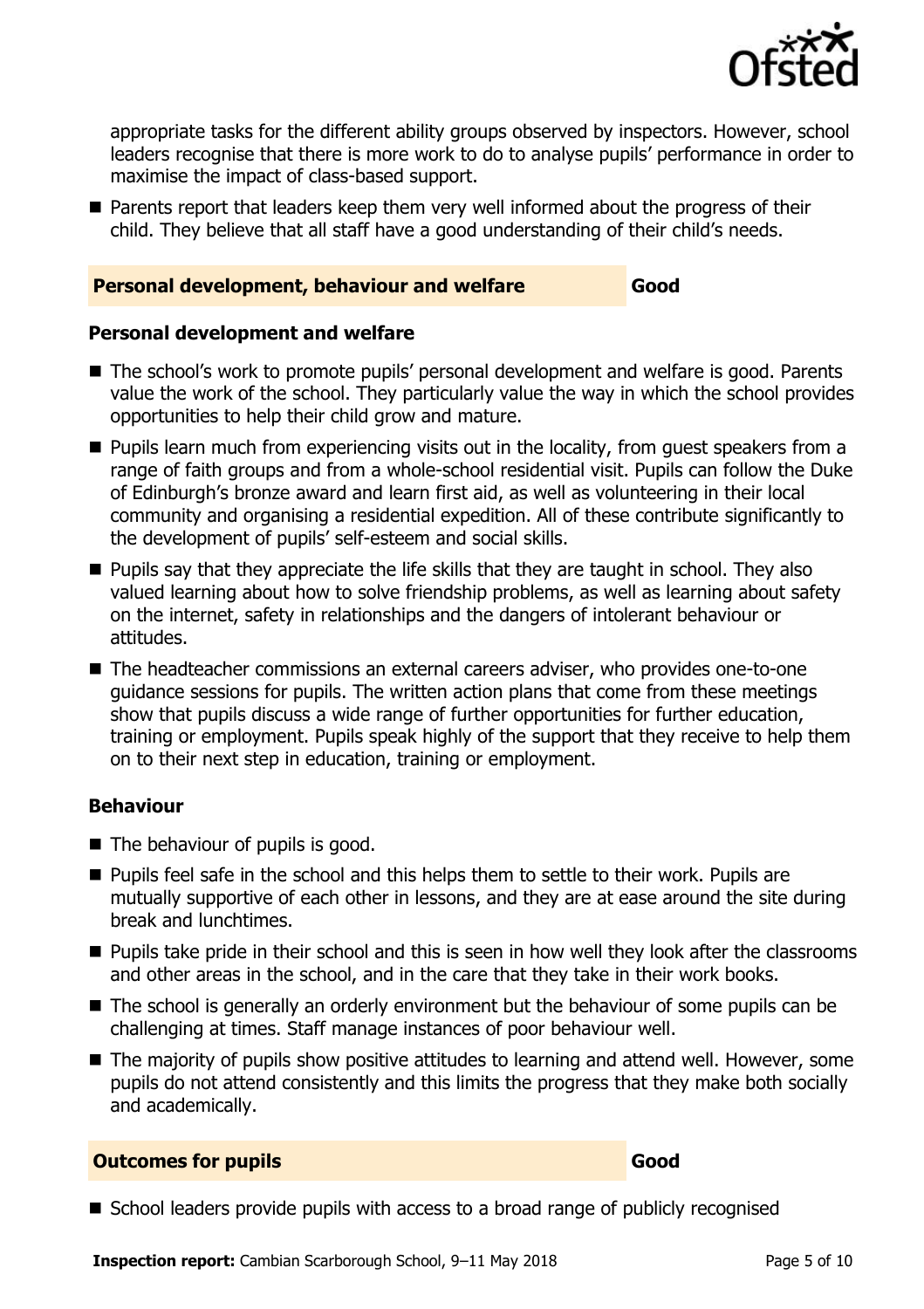appropriate tasks for the different ability groups observed by inspectors. However, school leaders recognise that there is more work to do to analyse pupils' performance in order to maximise the impact of class-based support.

- Parents report that leaders keep them very well informed about the progress of their child. They believe that all staff have a good understanding of their child's needs.

## Personal development, behaviour and welfare — Good

### Personal development and welfare

- The school's work to promote pupils' personal development and welfare is good. Parents value the work of the school. They particularly value the way in which the school provides opportunities to help their child grow and mature.
- Pupils learn much from experiencing visits out in the locality, from guest speakers from a range of faith groups and from a whole-school residential visit. Pupils can follow the Duke of Edinburgh's bronze award and learn first aid, as well as volunteering in their local community and organising a residential expedition. All of these contribute significantly to the development of pupils' self-esteem and social skills.
- Pupils say that they appreciate the life skills that they are taught in school. They also valued learning about how to solve friendship problems, as well as learning about safety on the internet, safety in relationships and the dangers of intolerant behaviour or attitudes.
- The headteacher commissions an external careers adviser, who provides one-to-one guidance sessions for pupils. The written action plans that come from these meetings show that pupils discuss a wide range of further opportunities for further education, training or employment. Pupils speak highly of the support that they receive to help them on to their next step in education, training or employment.

### Behaviour

- The behaviour of pupils is good.
- Pupils feel safe in the school and this helps them to settle to their work. Pupils are mutually supportive of each other in lessons, and they are at ease around the site during break and lunchtimes.
- Pupils take pride in their school and this is seen in how well they look after the classrooms and other areas in the school, and in the care that they take in their work books.
- The school is generally an orderly environment but the behaviour of some pupils can be challenging at times. Staff manage instances of poor behaviour well.
- The majority of pupils show positive attitudes to learning and attend well. However, some pupils do not attend consistently and this limits the progress that they make both socially and academically.

## Outcomes for pupils — Good

- School leaders provide pupils with access to a broad range of publicly recognised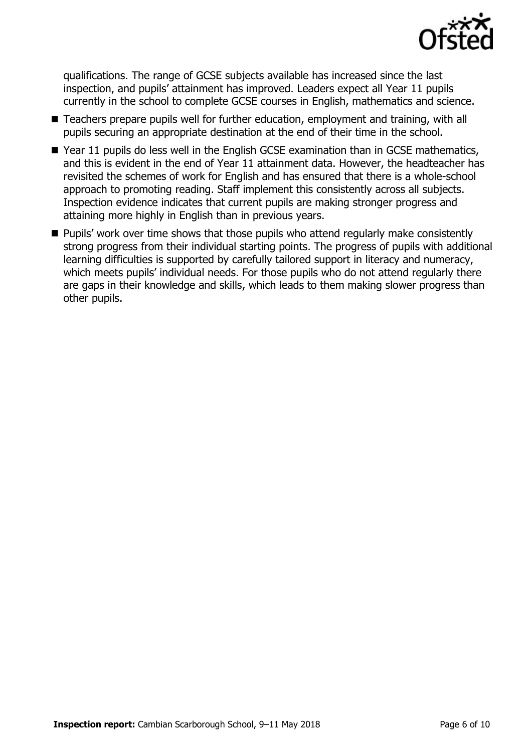qualifications. The range of GCSE subjects available has increased since the last inspection, and pupils' attainment has improved. Leaders expect all Year 11 pupils currently in the school to complete GCSE courses in English, mathematics and science.

- Teachers prepare pupils well for further education, employment and training, with all pupils securing an appropriate destination at the end of their time in the school.
- Year 11 pupils do less well in the English GCSE examination than in GCSE mathematics, and this is evident in the end of Year 11 attainment data. However, the headteacher has revisited the schemes of work for English and has ensured that there is a whole-school approach to promoting reading. Staff implement this consistently across all subjects. Inspection evidence indicates that current pupils are making stronger progress and attaining more highly in English than in previous years.
- Pupils' work over time shows that those pupils who attend regularly make consistently strong progress from their individual starting points. The progress of pupils with additional learning difficulties is supported by carefully tailored support in literacy and numeracy, which meets pupils' individual needs. For those pupils who do not attend regularly there are gaps in their knowledge and skills, which leads to them making slower progress than other pupils.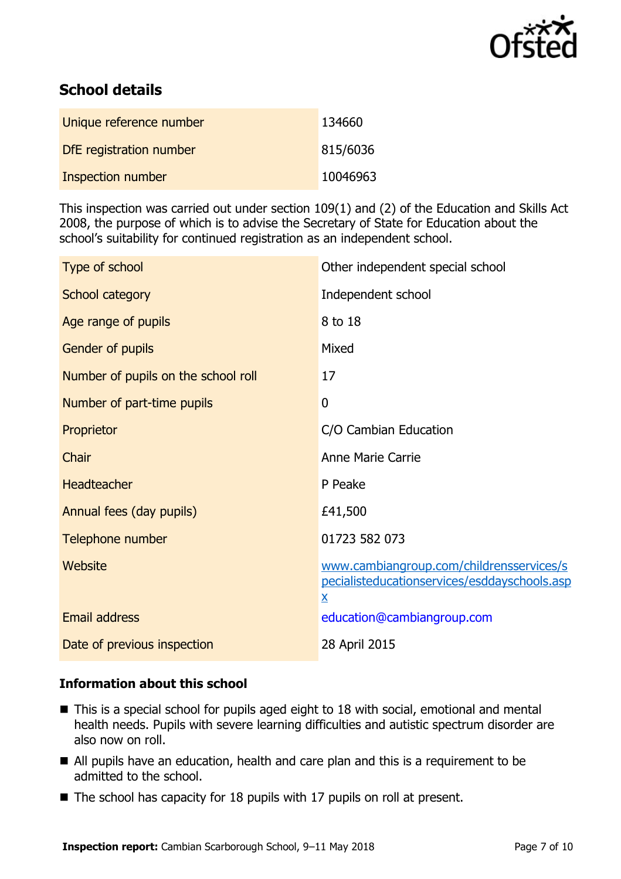## School details

| Unique reference number | 134660 |
| --- | --- |
| DfE registration number | 815/6036 |
| Inspection number | 10046963 |

This inspection was carried out under section 109(1) and (2) of the Education and Skills Act 2008, the purpose of which is to advise the Secretary of State for Education about the school's suitability for continued registration as an independent school.

| Type of school | Other independent special school |
| --- | --- |
| School category | Independent school |
| Age range of pupils | 8 to 18 |
| Gender of pupils | Mixed |
| Number of pupils on the school roll | 17 |
| Number of part-time pupils | 0 |
| Proprietor | C/O Cambian Education |
| Chair | Anne Marie Carrie |
| Headteacher | P Peake |
| Annual fees (day pupils) | £41,500 |
| Telephone number | 01723 582 073 |
| Website | www.cambiangroup.com/childrensservices/specialisteducationservices/esddayschools.aspx |
| Email address | education@cambiangroup.com |
| Date of previous inspection | 28 April 2015 |

### Information about this school

- This is a special school for pupils aged eight to 18 with social, emotional and mental health needs. Pupils with severe learning difficulties and autistic spectrum disorder are also now on roll.
- All pupils have an education, health and care plan and this is a requirement to be admitted to the school.
- The school has capacity for 18 pupils with 17 pupils on roll at present.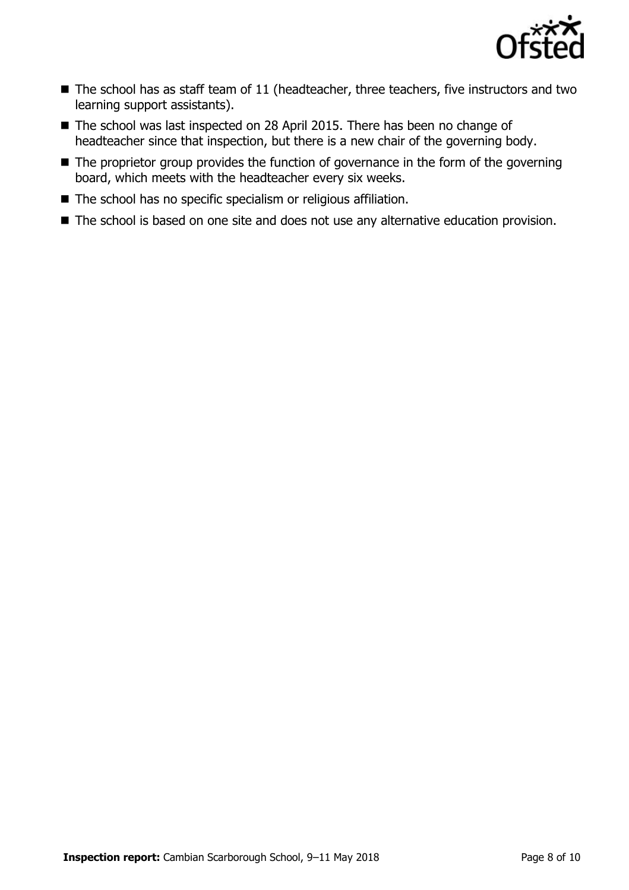- The school has as staff team of 11 (headteacher, three teachers, five instructors and two learning support assistants).
- The school was last inspected on 28 April 2015. There has been no change of headteacher since that inspection, but there is a new chair of the governing body.
- The proprietor group provides the function of governance in the form of the governing board, which meets with the headteacher every six weeks.
- The school has no specific specialism or religious affiliation.
- The school is based on one site and does not use any alternative education provision.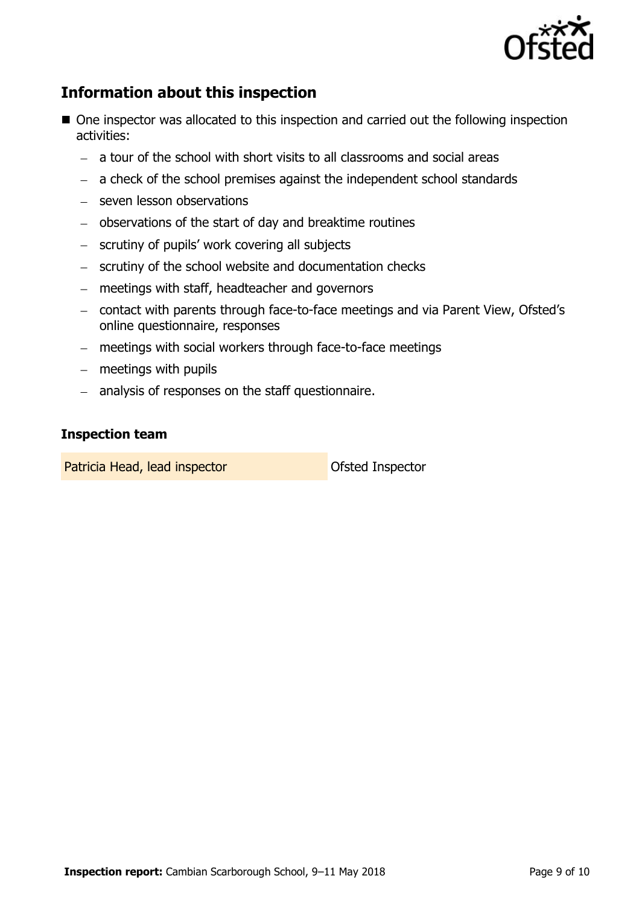## Information about this inspection

- One inspector was allocated to this inspection and carried out the following inspection activities:
  - a tour of the school with short visits to all classrooms and social areas
  - a check of the school premises against the independent school standards
  - seven lesson observations
  - observations of the start of day and breaktime routines
  - scrutiny of pupils' work covering all subjects
  - scrutiny of the school website and documentation checks
  - meetings with staff, headteacher and governors
  - contact with parents through face-to-face meetings and via Parent View, Ofsted's online questionnaire, responses
  - meetings with social workers through face-to-face meetings
  - meetings with pupils
  - analysis of responses on the staff questionnaire.

### Inspection team

| | |
|---|---|
| Patricia Head, lead inspector | Ofsted Inspector |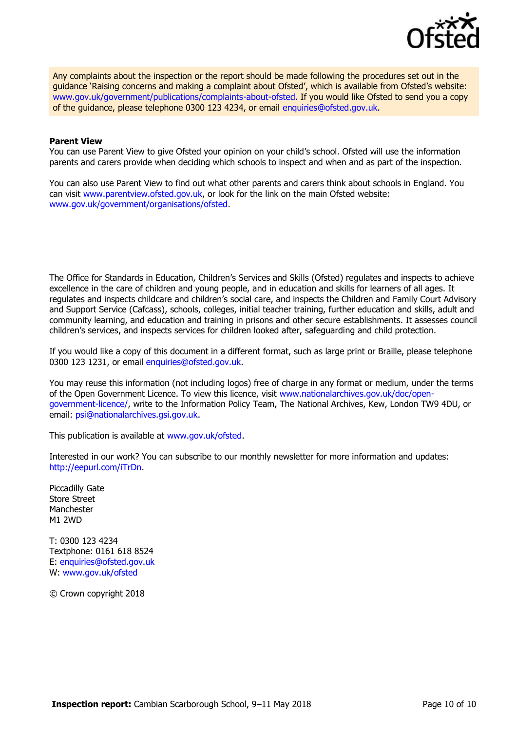Any complaints about the inspection or the report should be made following the procedures set out in the guidance 'Raising concerns and making a complaint about Ofsted', which is available from Ofsted's website: www.gov.uk/government/publications/complaints-about-ofsted. If you would like Ofsted to send you a copy of the guidance, please telephone 0300 123 4234, or email enquiries@ofsted.gov.uk.

**Parent View**

You can use Parent View to give Ofsted your opinion on your child's school. Ofsted will use the information parents and carers provide when deciding which schools to inspect and when and as part of the inspection.

You can also use Parent View to find out what other parents and carers think about schools in England. You can visit www.parentview.ofsted.gov.uk, or look for the link on the main Ofsted website: www.gov.uk/government/organisations/ofsted.

The Office for Standards in Education, Children's Services and Skills (Ofsted) regulates and inspects to achieve excellence in the care of children and young people, and in education and skills for learners of all ages. It regulates and inspects childcare and children's social care, and inspects the Children and Family Court Advisory and Support Service (Cafcass), schools, colleges, initial teacher training, further education and skills, adult and community learning, and education and training in prisons and other secure establishments. It assesses council children's services, and inspects services for children looked after, safeguarding and child protection.

If you would like a copy of this document in a different format, such as large print or Braille, please telephone 0300 123 1231, or email enquiries@ofsted.gov.uk.

You may reuse this information (not including logos) free of charge in any format or medium, under the terms of the Open Government Licence. To view this licence, visit www.nationalarchives.gov.uk/doc/open-government-licence/, write to the Information Policy Team, The National Archives, Kew, London TW9 4DU, or email: psi@nationalarchives.gsi.gov.uk.

This publication is available at www.gov.uk/ofsted.

Interested in our work? You can subscribe to our monthly newsletter for more information and updates: http://eepurl.com/iTrDn.

Piccadilly Gate
Store Street
Manchester
M1 2WD

T: 0300 123 4234
Textphone: 0161 618 8524
E: enquiries@ofsted.gov.uk
W: www.gov.uk/ofsted

© Crown copyright 2018